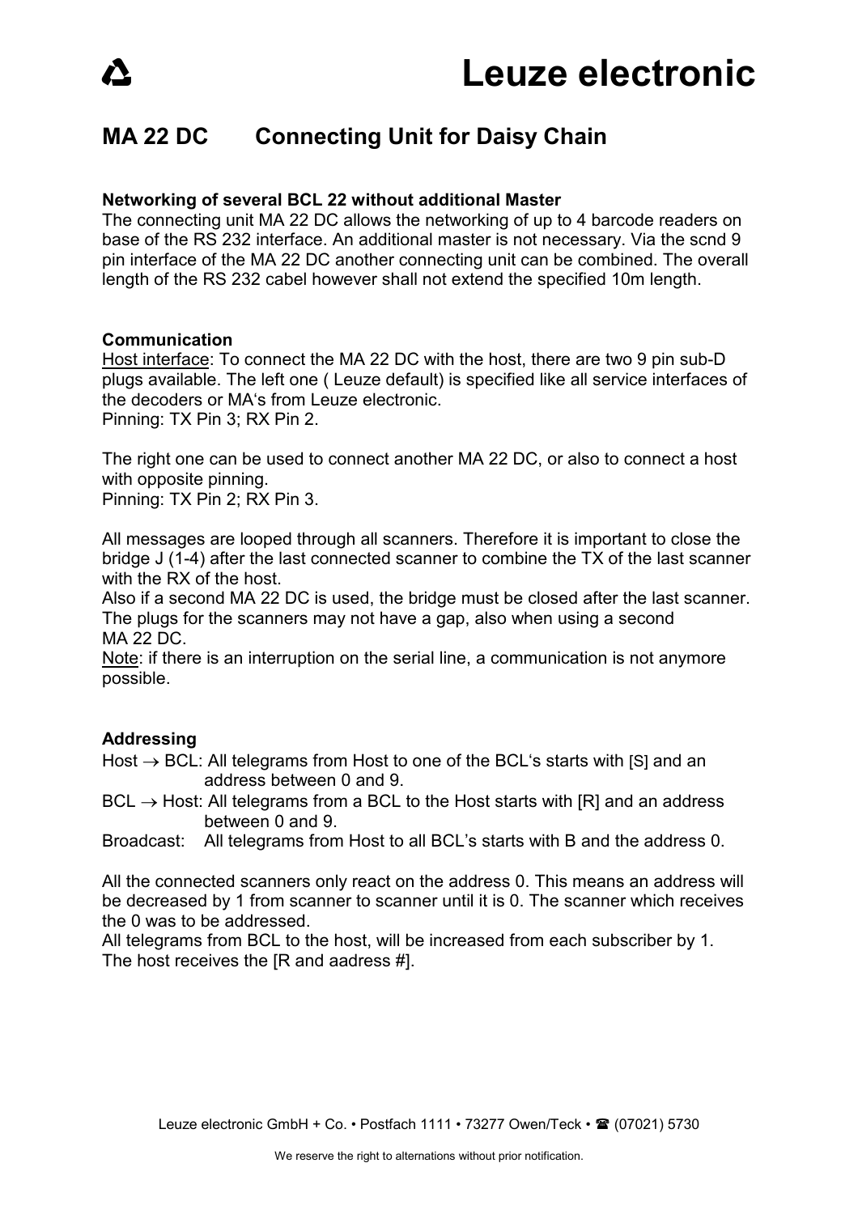# Leuze electronic

## MA 22 DC Connecting Unit for Daisy Chain

**Networking of several BCL 22 without additional Master**
The connecting unit MA 22 DC allows the networking of up to 4 barcode readers on base of the RS 232 interface. An additional master is not necessary. Via the scnd 9 pin interface of the MA 22 DC another connecting unit can be combined. The overall length of the RS 232 cabel however shall not extend the specified 10m length.

**Communication**
Host interface: To connect the MA 22 DC with the host, there are two 9 pin sub-D plugs available. The left one ( Leuze default) is specified like all service interfaces of the decoders or MA's from Leuze electronic.
Pinning: TX Pin 3; RX Pin 2.

The right one can be used to connect another MA 22 DC, or also to connect a host with opposite pinning.
Pinning: TX Pin 2; RX Pin 3.

All messages are looped through all scanners. Therefore it is important to close the bridge J (1-4) after the last connected scanner to combine the TX of the last scanner with the RX of the host.
Also if a second MA 22 DC is used, the bridge must be closed after the last scanner. The plugs for the scanners may not have a gap, also when using a second MA 22 DC.
Note: if there is an interruption on the serial line, a communication is not anymore possible.

**Addressing**
Host → BCL: All telegrams from Host to one of the BCL's starts with [S] and an address between 0 and 9.
BCL → Host: All telegrams from a BCL to the Host starts with [R] and an address between 0 and 9.
Broadcast: All telegrams from Host to all BCL's starts with B and the address 0.

All the connected scanners only react on the address 0. This means an address will be decreased by 1 from scanner to scanner until it is 0. The scanner which receives the 0 was to be addressed.
All telegrams from BCL to the host, will be increased from each subscriber by 1. The host receives the [R and aadress #].

Leuze electronic GmbH + Co. • Postfach 1111 • 73277 Owen/Teck • ☎ (07021) 5730

We reserve the right to alternations without prior notification.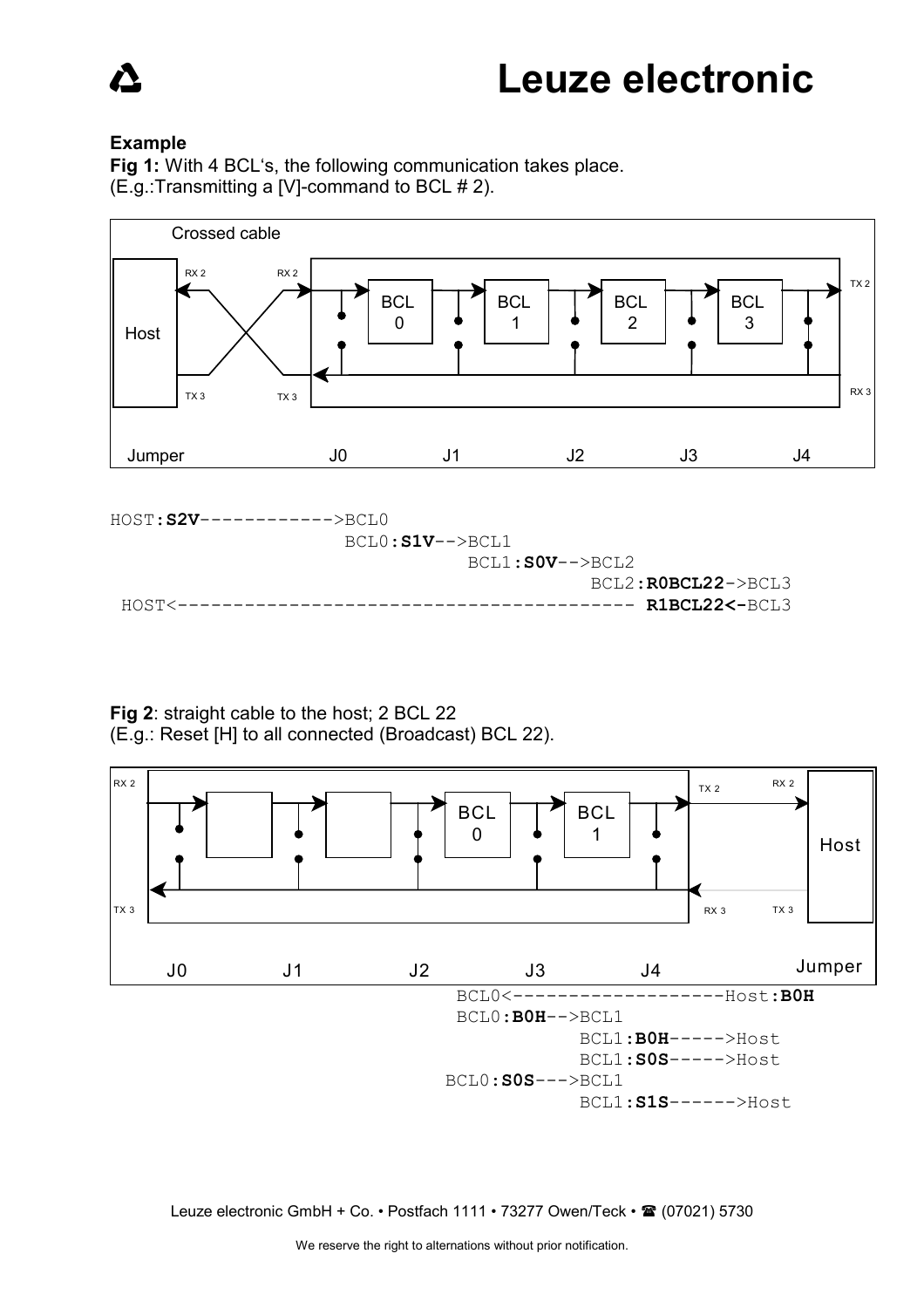**Example**

**Fig 1:** With 4 BCL's, the following communication takes place.
(E.g.:Transmitting a [V]-command to BCL # 2).

Crossed cable

Host | RX 2 | RX 2 | BCL 0 | BCL 1 | BCL 2 | BCL 3 | TX 2
TX 3 | TX 3 | RX 3

Jumper J0 J1 J2 J3 J4

```
HOST:S2V------------>BCL0
                   BCL0:S1V-->BCL1
                             BCL1:S0V-->BCL2
                                       BCL2:R0BCL22->BCL3
 HOST<---------------------------------------- R1BCL22<-BCL3
```

**Fig 2**: straight cable to the host; 2 BCL 22
(E.g.: Reset [H] to all connected (Broadcast) BCL 22).

RX 2 | BCL 0 | BCL 1 | TX 2 | RX 2 | Host
TX 3 | RX 3 | TX 3

J0 J1 J2 J3 J4 Jumper

```
                                  BCL0<-------------------Host:B0H
                                  BCL0:B0H-->BCL1
                                            BCL1:B0H----->Host
                                            BCL1:S0S----->Host
                                 BCL0:S0S--->BCL1
                                            BCL1:S1S------>Host
```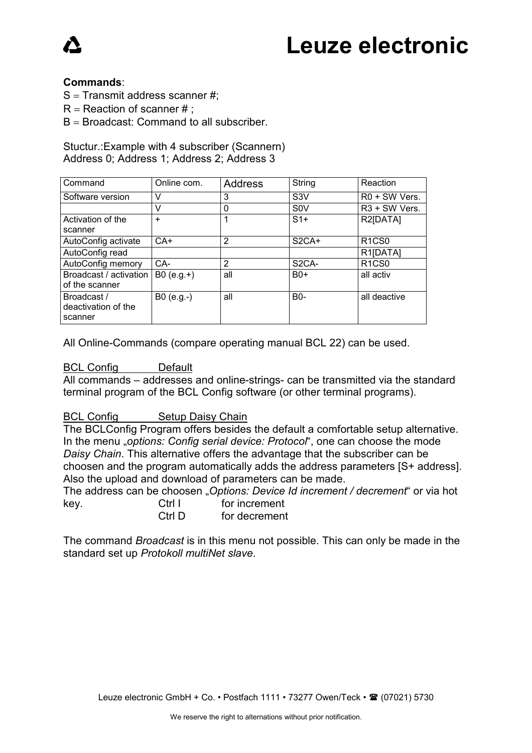**Commands**:

S = Transmit address scanner #;

R = Reaction of scanner # ;

B = Broadcast: Command to all subscriber.

Stuctur.:Example with 4 subscriber (Scannern)
Address 0; Address 1; Address 2; Address 3

| Command | Online com. | Address | String | Reaction |
|---|---|---|---|---|
| Software version | V | 3 | S3V | R0 + SW Vers. |
| | V | 0 | S0V | R3 + SW Vers. |
| Activation of the scanner | + | 1 | S1+ | R2[DATA] |
| AutoConfig activate | CA+ | 2 | S2CA+ | R1CS0 |
| AutoConfig read | | | | R1[DATA] |
| AutoConfig memory | CA- | 2 | S2CA- | R1CS0 |
| Broadcast / activation of the scanner | B0 (e.g.+) | all | B0+ | all activ |
| Broadcast / deactivation of the scanner | B0 (e.g.-) | all | B0- | all deactive |

All Online-Commands (compare operating manual BCL 22) can be used.

<u>BCL Config Default</u>

All commands – addresses and online-strings- can be transmitted via the standard terminal program of the BCL Config software (or other terminal programs).

<u>BCL Config Setup Daisy Chain</u>

The BCLConfig Program offers besides the default a comfortable setup alternative. In the menu „*options: Config serial device: Protocol*", one can choose the mode *Daisy Chain*. This alternative offers the advantage that the subscriber can be choosen and the program automatically adds the address parameters [S+ address]. Also the upload and download of parameters can be made.

The address can be choosen „*Options: Device Id increment / decrement*" or via hot key.

| | | |
|---|---|---|
| | Ctrl I | for increment |
| | Ctrl D | for decrement |

The command *Broadcast* is in this menu not possible. This can only be made in the standard set up *Protokoll multiNet slave*.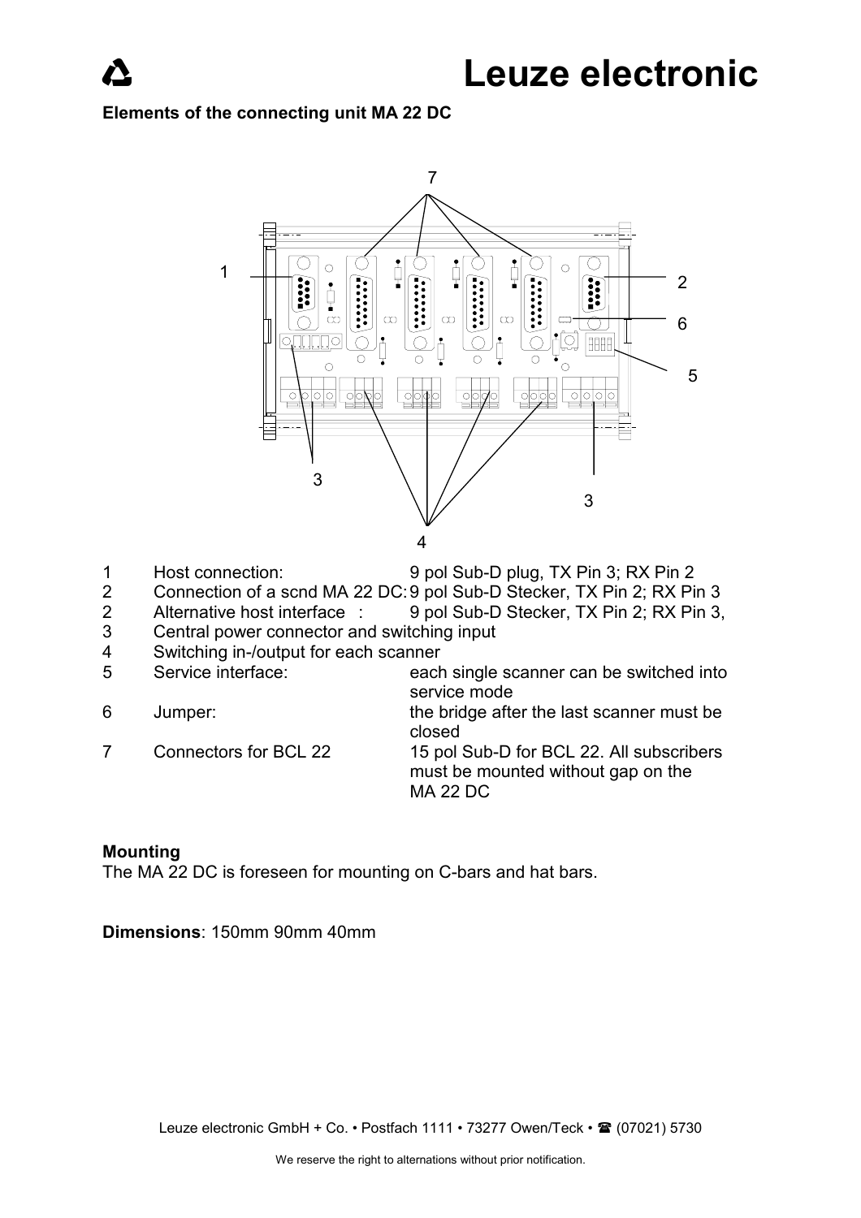# Leuze electronic

**Elements of the connecting unit MA 22 DC**

7

1

2

6

5

3

3

4

| | | |
|---|---|---|
| 1 | Host connection: | 9 pol Sub-D plug, TX Pin 3; RX Pin 2 |
| 2 | Connection of a scnd MA 22 DC: | 9 pol Sub-D Stecker, TX Pin 2; RX Pin 3 |
| 2 | Alternative host interface : | 9 pol Sub-D Stecker, TX Pin 2; RX Pin 3, |
| 3 | Central power connector and switching input | |
| 4 | Switching in-/output for each scanner | |
| 5 | Service interface: | each single scanner can be switched into service mode |
| 6 | Jumper: | the bridge after the last scanner must be closed |
| 7 | Connectors for BCL 22 | 15 pol Sub-D for BCL 22. All subscribers must be mounted without gap on the MA 22 DC |

**Mounting**
The MA 22 DC is foreseen for mounting on C-bars and hat bars.

**Dimensions**: 150mm 90mm 40mm

Leuze electronic GmbH + Co. • Postfach 1111 • 73277 Owen/Teck • ☎ (07021) 5730

We reserve the right to alternations without prior notification.